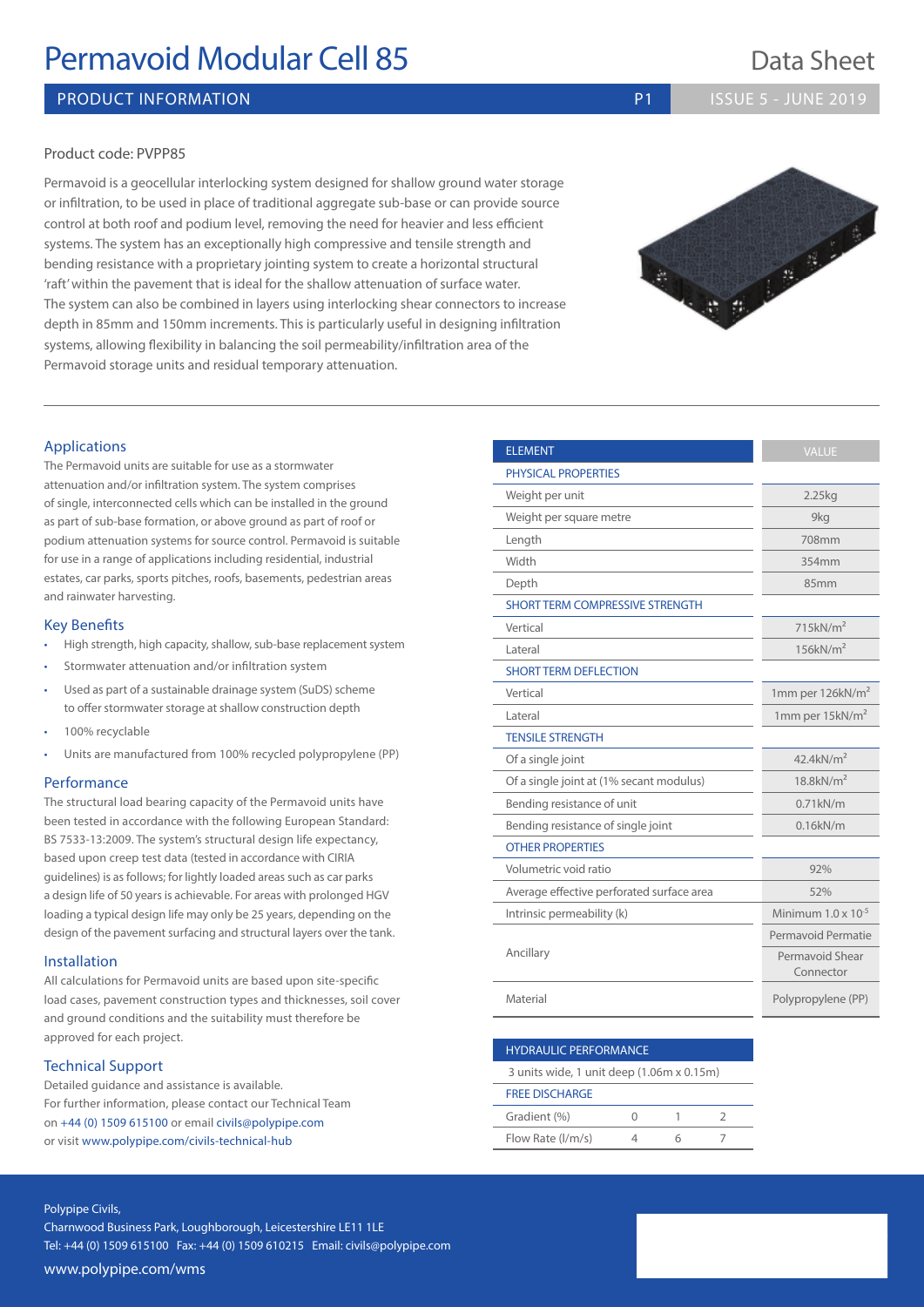# Permavoid Modular Cell 85

Data Sheet

PRODUCT INFORMATION

ISSUE 5 - JUNE 2019

Product code: PVPP85

Permavoid is a geocellular interlocking system designed for shallow ground water storage or infiltration, to be used in place of traditional aggregate sub-base or can provide source control at both roof and podium level, removing the need for heavier and less efficient systems. The system has an exceptionally high compressive and tensile strength and bending resistance with a proprietary jointing system to create a horizontal structural 'raft' within the pavement that is ideal for the shallow attenuation of surface water. The system can also be combined in layers using interlocking shear connectors to increase depth in 85mm and 150mm increments. This is particularly useful in designing infiltration systems, allowing flexibility in balancing the soil permeability/infiltration area of the Permavoid storage units and residual temporary attenuation.

## Applications

The Permavoid units are suitable for use as a stormwater attenuation and/or infiltration system. The system comprises of single, interconnected cells which can be installed in the ground as part of sub-base formation, or above ground as part of roof or podium attenuation systems for source control. Permavoid is suitable for use in a range of applications including residential, industrial estates, car parks, sports pitches, roofs, basements, pedestrian areas and rainwater harvesting.

## Key Benefits

- High strength, high capacity, shallow, sub-base replacement system
- Stormwater attenuation and/or infiltration system
- Used as part of a sustainable drainage system (SuDS) scheme to offer stormwater storage at shallow construction depth
- 100% recyclable
- Units are manufactured from 100% recycled polypropylene (PP)

## Performance

The structural load bearing capacity of the Permavoid units have been tested in accordance with the following European Standard: BS 7533-13:2009. The system's structural design life expectancy, based upon creep test data (tested in accordance with CIRIA guidelines) is as follows; for lightly loaded areas such as car parks a design life of 50 years is achievable. For areas with prolonged HGV loading a typical design life may only be 25 years, depending on the design of the pavement surfacing and structural layers over the tank.

## Installation

All calculations for Permavoid units are based upon site-specific load cases, pavement construction types and thicknesses, soil cover and ground conditions and the suitability must therefore be approved for each project.

## Technical Support

Detailed guidance and assistance is available.
For further information, please contact our Technical Team on +44 (0) 1509 615100 or email civils@polypipe.com or visit www.polypipe.com/civils-technical-hub

| ELEMENT | VALUE |
|---|---|
| **PHYSICAL PROPERTIES** | |
| Weight per unit | 2.25kg |
| Weight per square metre | 9kg |
| Length | 708mm |
| Width | 354mm |
| Depth | 85mm |
| **SHORT TERM COMPRESSIVE STRENGTH** | |
| Vertical | 715kN/m$^2$ |
| Lateral | 156kN/m$^2$ |
| **SHORT TERM DEFLECTION** | |
| Vertical | 1mm per 126kN/m$^2$ |
| Lateral | 1mm per 15kN/m$^2$ |
| **TENSILE STRENGTH** | |
| Of a single joint | 42.4kN/m$^2$ |
| Of a single joint at (1% secant modulus) | 18.8kN/m$^2$ |
| Bending resistance of unit | 0.71kN/m |
| Bending resistance of single joint | 0.16kN/m |
| **OTHER PROPERTIES** | |
| Volumetric void ratio | 92% |
| Average effective perforated surface area | 52% |
| Intrinsic permeability (k) | Minimum $1.0 \times 10^{-5}$ |
| Ancillary | Permavoid Permatie |
| | Permavoid Shear Connector |
| Material | Polypropylene (PP) |

| HYDRAULIC PERFORMANCE | | | |
|---|---|---|---|
| 3 units wide, 1 unit deep (1.06m x 0.15m) | | | |
| **FREE DISCHARGE** | | | |
| Gradient (%) | 0 | 1 | 2 |
| Flow Rate (l/m/s) | 4 | 6 | 7 |

Polypipe Civils,
Charnwood Business Park, Loughborough, Leicestershire LE11 1LE
Tel: +44 (0) 1509 615100 Fax: +44 (0) 1509 610215 Email: civils@polypipe.com
www.polypipe.com/wms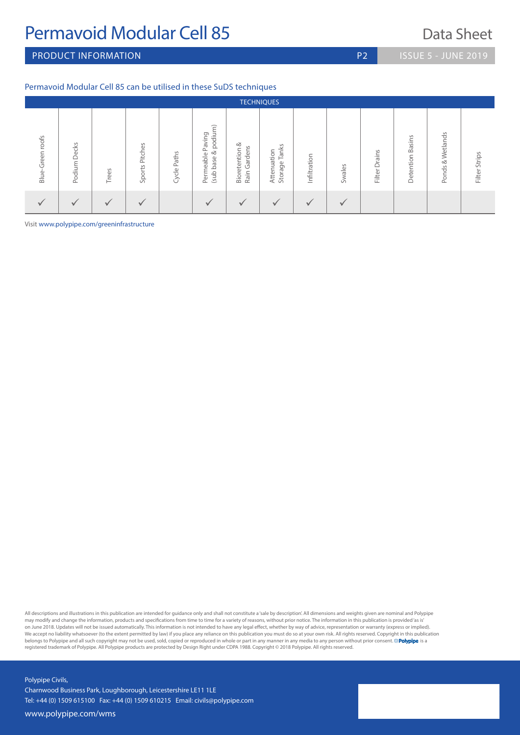# Permavoid Modular Cell 85

Data Sheet

PRODUCT INFORMATION

ISSUE 5 - JUNE 2019

## Permavoid Modular Cell 85 can be utilised in these SuDS techniques

| TECHNIQUES | | | | | | | | | | | | | |
|---|---|---|---|---|---|---|---|---|---|---|---|---|---|
| Blue-Green roofs | Podium Decks | Trees | Sports Pitches | Cycle Paths | Permeable Paving (sub base & podium) | Bioretention & Rain Gardens | Attenuation Storage Tanks | Infiltration | Swales | Filter Drains | Detention Basins | Ponds & Wetlands | Filter Strips |
| ✓ | ✓ | ✓ | ✓ | | ✓ | ✓ | ✓ | ✓ | ✓ | | | | |

Visit www.polypipe.com/greeninfrastructure

All descriptions and illustrations in this publication are intended for guidance only and shall not constitute a 'sale by description'. All dimensions and weights given are nominal and Polypipe may modify and change the information, products and specifications from time to time for a variety of reasons, without prior notice. The information in this publication is provided 'as is' on June 2018. Updates will not be issued automatically. This information is not intended to have any legal effect, whether by way of advice, representation or warranty (express or implied). We accept no liability whatsoever (to the extent permitted by law) if you place any reliance on this publication you must do so at your own risk. All rights reserved. Copyright in this publication belongs to Polypipe and all such copyright may not be used, sold, copied or reproduced in whole or part in any manner in any media to any person without prior consent. Polypipe is a registered trademark of Polypipe. All Polypipe products are protected by Design Right under CDPA 1988. Copyright © 2018 Polypipe. All rights reserved.

Polypipe Civils,
Charnwood Business Park, Loughborough, Leicestershire LE11 1LE
Tel: +44 (0) 1509 615100 Fax: +44 (0) 1509 610215 Email: civils@polypipe.com

www.polypipe.com/wms